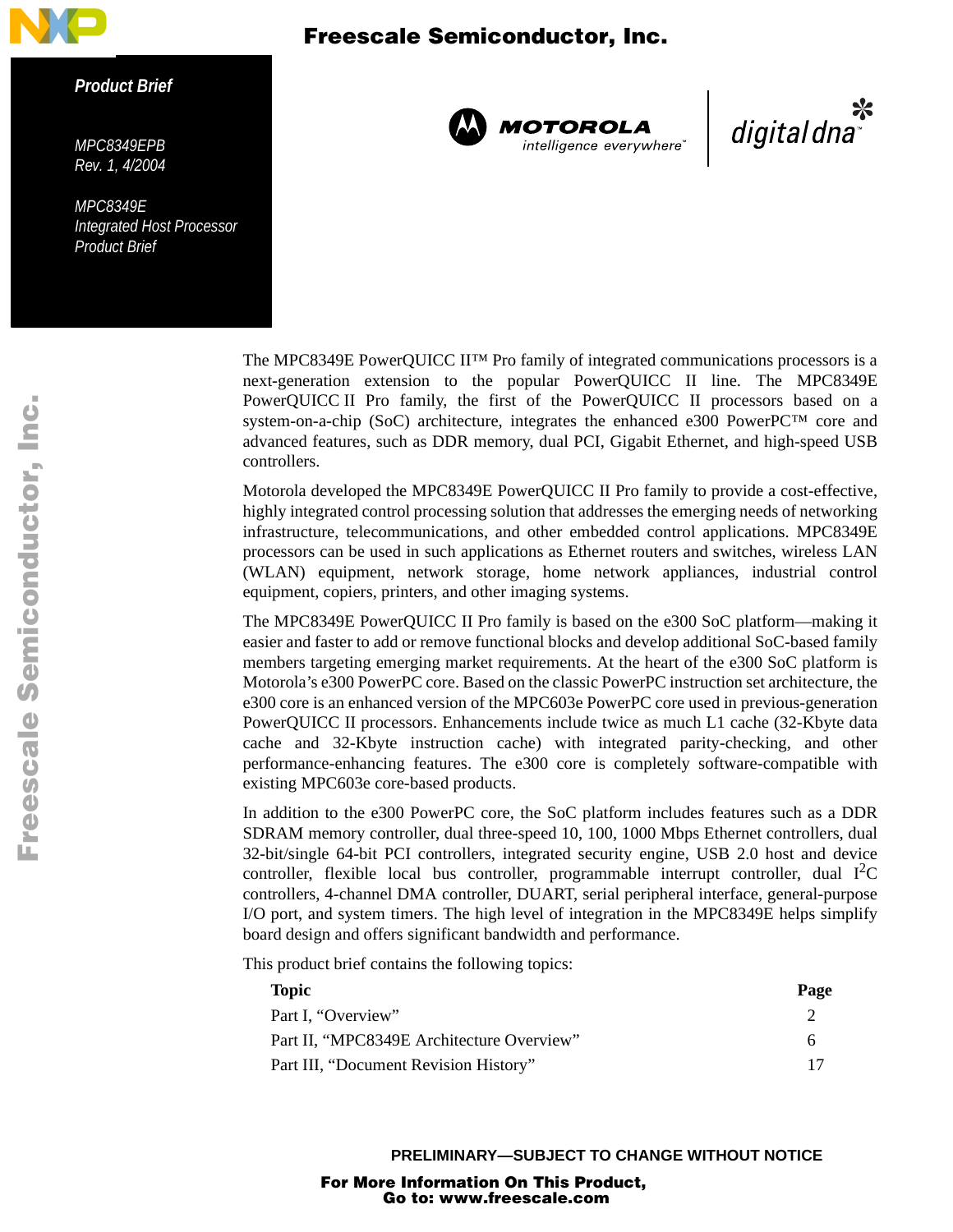**Product Brief**

*MPC8349EPB*
*Rev. 1, 4/2004*

*MPC8349E*
*Integrated Host Processor*
*Product Brief*

The MPC8349E PowerQUICC II™ Pro family of integrated communications processors is a next-generation extension to the popular PowerQUICC II line. The MPC8349E PowerQUICC II Pro family, the first of the PowerQUICC II processors based on a system-on-a-chip (SoC) architecture, integrates the enhanced e300 PowerPC™ core and advanced features, such as DDR memory, dual PCI, Gigabit Ethernet, and high-speed USB controllers.

Motorola developed the MPC8349E PowerQUICC II Pro family to provide a cost-effective, highly integrated control processing solution that addresses the emerging needs of networking infrastructure, telecommunications, and other embedded control applications. MPC8349E processors can be used in such applications as Ethernet routers and switches, wireless LAN (WLAN) equipment, network storage, home network appliances, industrial control equipment, copiers, printers, and other imaging systems.

The MPC8349E PowerQUICC II Pro family is based on the e300 SoC platform—making it easier and faster to add or remove functional blocks and develop additional SoC-based family members targeting emerging market requirements. At the heart of the e300 SoC platform is Motorola's e300 PowerPC core. Based on the classic PowerPC instruction set architecture, the e300 core is an enhanced version of the MPC603e PowerPC core used in previous-generation PowerQUICC II processors. Enhancements include twice as much L1 cache (32-Kbyte data cache and 32-Kbyte instruction cache) with integrated parity-checking, and other performance-enhancing features. The e300 core is completely software-compatible with existing MPC603e core-based products.

In addition to the e300 PowerPC core, the SoC platform includes features such as a DDR SDRAM memory controller, dual three-speed 10, 100, 1000 Mbps Ethernet controllers, dual 32-bit/single 64-bit PCI controllers, integrated security engine, USB 2.0 host and device controller, flexible local bus controller, programmable interrupt controller, dual I$^2$C controllers, 4-channel DMA controller, DUART, serial peripheral interface, general-purpose I/O port, and system timers. The high level of integration in the MPC8349E helps simplify board design and offers significant bandwidth and performance.

This product brief contains the following topics:

| Topic | Page |
|---|---|
| Part I, "Overview" | 2 |
| Part II, "MPC8349E Architecture Overview" | 6 |
| Part III, "Document Revision History" | 17 |

PRELIMINARY—SUBJECT TO CHANGE WITHOUT NOTICE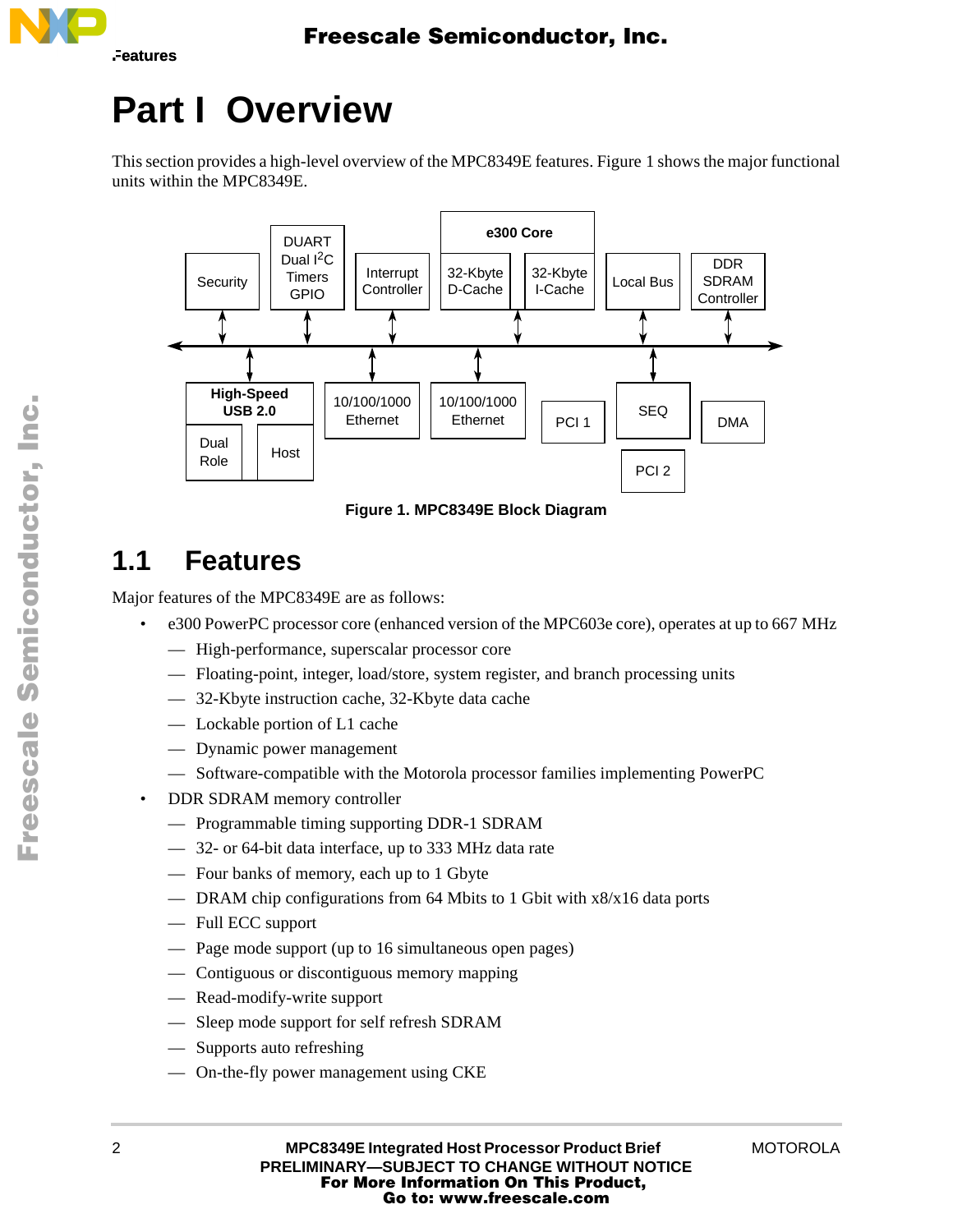# Part I Overview

This section provides a high-level overview of the MPC8349E features. Figure 1 shows the major functional units within the MPC8349E.

Figure 1. MPC8349E Block Diagram

## 1.1 Features

Major features of the MPC8349E are as follows:

- e300 PowerPC processor core (enhanced version of the MPC603e core), operates at up to 667 MHz
  - High-performance, superscalar processor core
  - Floating-point, integer, load/store, system register, and branch processing units
  - 32-Kbyte instruction cache, 32-Kbyte data cache
  - Lockable portion of L1 cache
  - Dynamic power management
  - Software-compatible with the Motorola processor families implementing PowerPC
- DDR SDRAM memory controller
  - Programmable timing supporting DDR-1 SDRAM
  - 32- or 64-bit data interface, up to 333 MHz data rate
  - Four banks of memory, each up to 1 Gbyte
  - DRAM chip configurations from 64 Mbits to 1 Gbit with x8/x16 data ports
  - Full ECC support
  - Page mode support (up to 16 simultaneous open pages)
  - Contiguous or discontiguous memory mapping
  - Read-modify-write support
  - Sleep mode support for self refresh SDRAM
  - Supports auto refreshing
  - On-the-fly power management using CKE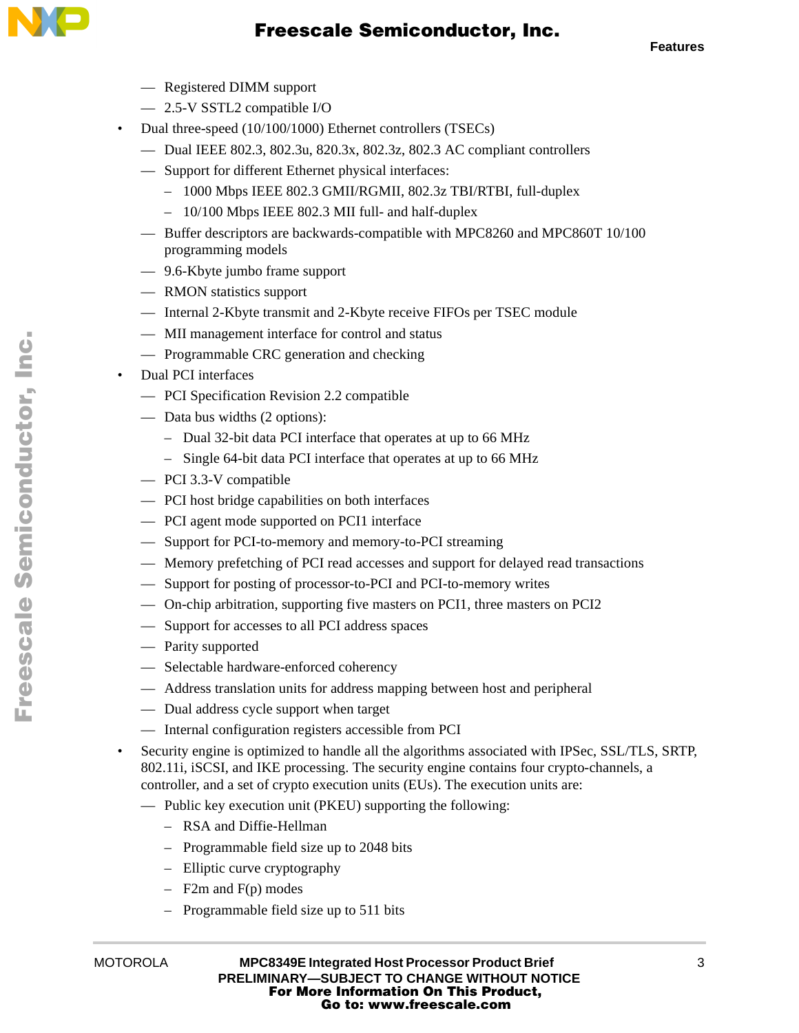- Registered DIMM support
  - 2.5-V SSTL2 compatible I/O
- Dual three-speed (10/100/1000) Ethernet controllers (TSECs)
  - Dual IEEE 802.3, 802.3u, 820.3x, 802.3z, 802.3 AC compliant controllers
  - Support for different Ethernet physical interfaces:
    - 1000 Mbps IEEE 802.3 GMII/RGMII, 802.3z TBI/RTBI, full-duplex
    - 10/100 Mbps IEEE 802.3 MII full- and half-duplex
  - Buffer descriptors are backwards-compatible with MPC8260 and MPC860T 10/100 programming models
  - 9.6-Kbyte jumbo frame support
  - RMON statistics support
  - Internal 2-Kbyte transmit and 2-Kbyte receive FIFOs per TSEC module
  - MII management interface for control and status
  - Programmable CRC generation and checking
- Dual PCI interfaces
  - PCI Specification Revision 2.2 compatible
  - Data bus widths (2 options):
    - Dual 32-bit data PCI interface that operates at up to 66 MHz
    - Single 64-bit data PCI interface that operates at up to 66 MHz
  - PCI 3.3-V compatible
  - PCI host bridge capabilities on both interfaces
  - PCI agent mode supported on PCI1 interface
  - Support for PCI-to-memory and memory-to-PCI streaming
  - Memory prefetching of PCI read accesses and support for delayed read transactions
  - Support for posting of processor-to-PCI and PCI-to-memory writes
  - On-chip arbitration, supporting five masters on PCI1, three masters on PCI2
  - Support for accesses to all PCI address spaces
  - Parity supported
  - Selectable hardware-enforced coherency
  - Address translation units for address mapping between host and peripheral
  - Dual address cycle support when target
  - Internal configuration registers accessible from PCI
- Security engine is optimized to handle all the algorithms associated with IPSec, SSL/TLS, SRTP, 802.11i, iSCSI, and IKE processing. The security engine contains four crypto-channels, a controller, and a set of crypto execution units (EUs). The execution units are:
  - Public key execution unit (PKEU) supporting the following:
    - RSA and Diffie-Hellman
    - Programmable field size up to 2048 bits
    - Elliptic curve cryptography
    - F2m and F(p) modes
    - Programmable field size up to 511 bits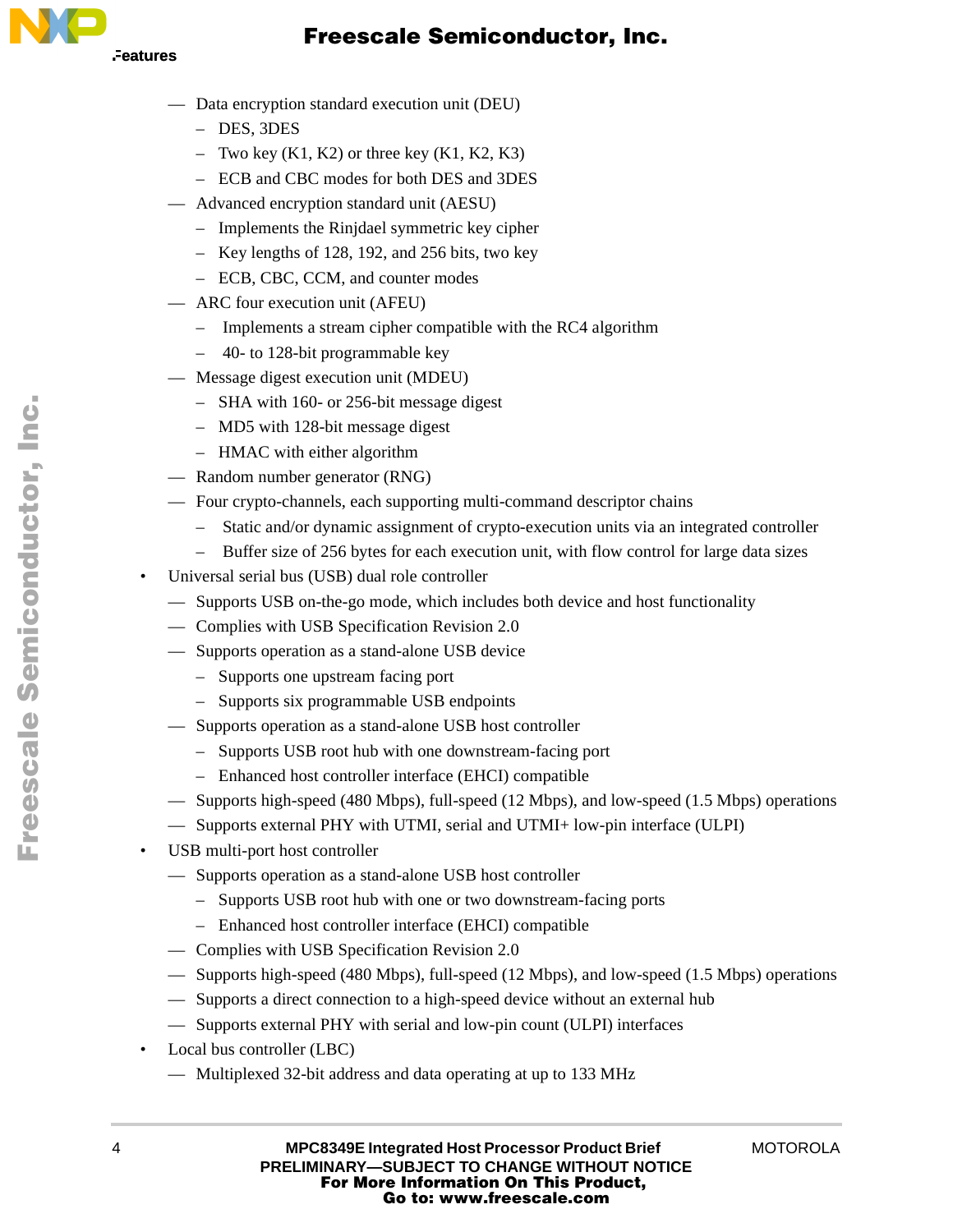- Data encryption standard execution unit (DEU)
  - DES, 3DES
  - Two key (K1, K2) or three key (K1, K2, K3)
  - ECB and CBC modes for both DES and 3DES
- Advanced encryption standard unit (AESU)
  - Implements the Rinjdael symmetric key cipher
  - Key lengths of 128, 192, and 256 bits, two key
  - ECB, CBC, CCM, and counter modes
- ARC four execution unit (AFEU)
  - Implements a stream cipher compatible with the RC4 algorithm
  - 40- to 128-bit programmable key
- Message digest execution unit (MDEU)
  - SHA with 160- or 256-bit message digest
  - MD5 with 128-bit message digest
  - HMAC with either algorithm
- Random number generator (RNG)
- Four crypto-channels, each supporting multi-command descriptor chains
  - Static and/or dynamic assignment of crypto-execution units via an integrated controller
  - Buffer size of 256 bytes for each execution unit, with flow control for large data sizes

- Universal serial bus (USB) dual role controller
  - Supports USB on-the-go mode, which includes both device and host functionality
  - Complies with USB Specification Revision 2.0
  - Supports operation as a stand-alone USB device
    - Supports one upstream facing port
    - Supports six programmable USB endpoints
  - Supports operation as a stand-alone USB host controller
    - Supports USB root hub with one downstream-facing port
    - Enhanced host controller interface (EHCI) compatible
  - Supports high-speed (480 Mbps), full-speed (12 Mbps), and low-speed (1.5 Mbps) operations
  - Supports external PHY with UTMI, serial and UTMI+ low-pin interface (ULPI)
- USB multi-port host controller
  - Supports operation as a stand-alone USB host controller
    - Supports USB root hub with one or two downstream-facing ports
    - Enhanced host controller interface (EHCI) compatible
  - Complies with USB Specification Revision 2.0
  - Supports high-speed (480 Mbps), full-speed (12 Mbps), and low-speed (1.5 Mbps) operations
  - Supports a direct connection to a high-speed device without an external hub
  - Supports external PHY with serial and low-pin count (ULPI) interfaces
- Local bus controller (LBC)
  - Multiplexed 32-bit address and data operating at up to 133 MHz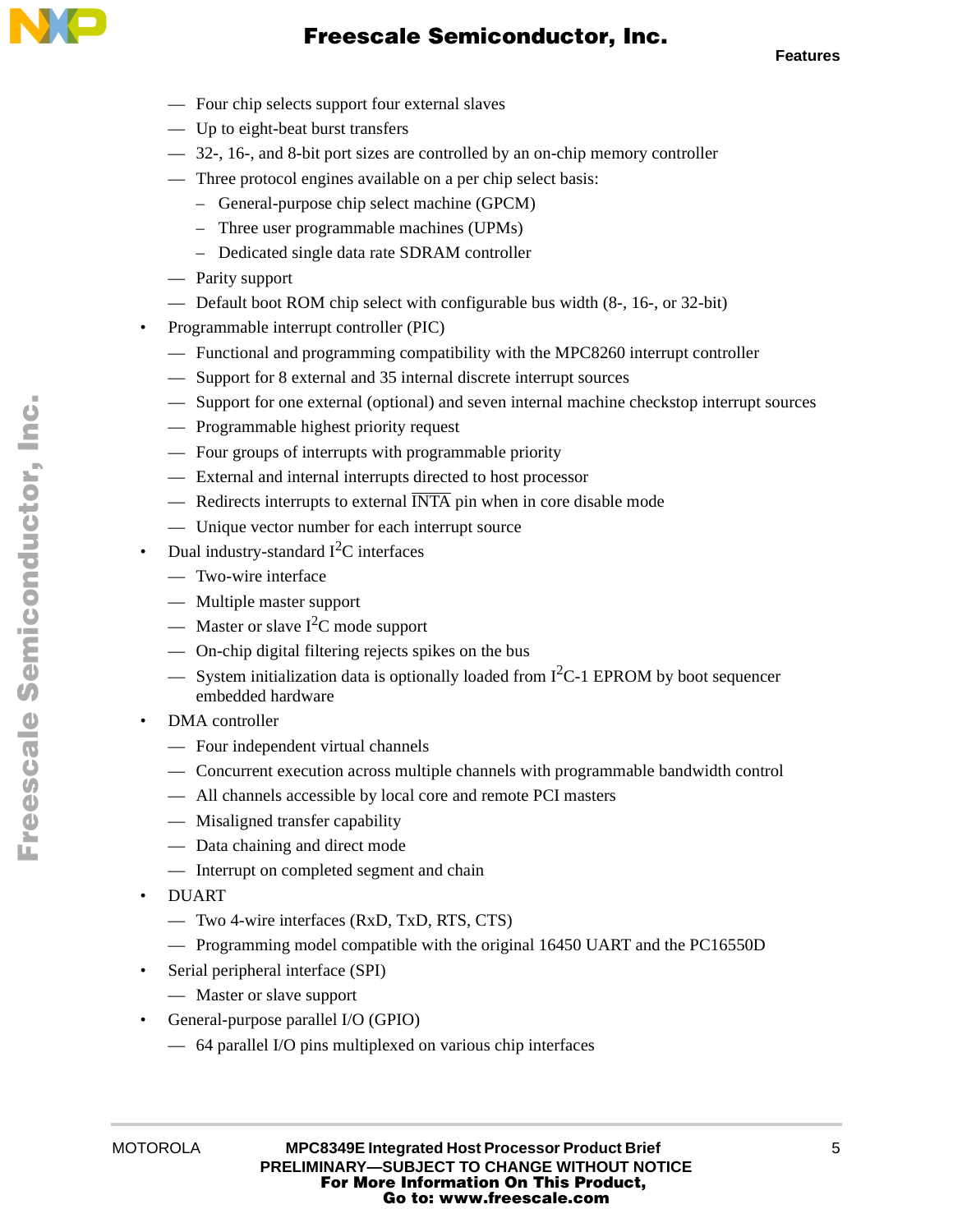- Four chip selects support four external slaves
  - Up to eight-beat burst transfers
  - 32-, 16-, and 8-bit port sizes are controlled by an on-chip memory controller
  - Three protocol engines available on a per chip select basis:
    - General-purpose chip select machine (GPCM)
    - Three user programmable machines (UPMs)
    - Dedicated single data rate SDRAM controller
  - Parity support
  - Default boot ROM chip select with configurable bus width (8-, 16-, or 32-bit)
- Programmable interrupt controller (PIC)
  - Functional and programming compatibility with the MPC8260 interrupt controller
  - Support for 8 external and 35 internal discrete interrupt sources
  - Support for one external (optional) and seven internal machine checkstop interrupt sources
  - Programmable highest priority request
  - Four groups of interrupts with programmable priority
  - External and internal interrupts directed to host processor
  - Redirects interrupts to external $\overline{\text{INTA}}$ pin when in core disable mode
  - Unique vector number for each interrupt source
- Dual industry-standard $I^2C$ interfaces
  - Two-wire interface
  - Multiple master support
  - Master or slave $I^2C$ mode support
  - On-chip digital filtering rejects spikes on the bus
  - System initialization data is optionally loaded from $I^2C$-1 EPROM by boot sequencer embedded hardware
- DMA controller
  - Four independent virtual channels
  - Concurrent execution across multiple channels with programmable bandwidth control
  - All channels accessible by local core and remote PCI masters
  - Misaligned transfer capability
  - Data chaining and direct mode
  - Interrupt on completed segment and chain
- DUART
  - Two 4-wire interfaces (RxD, TxD, RTS, CTS)
  - Programming model compatible with the original 16450 UART and the PC16550D
- Serial peripheral interface (SPI)
  - Master or slave support
- General-purpose parallel I/O (GPIO)
  - 64 parallel I/O pins multiplexed on various chip interfaces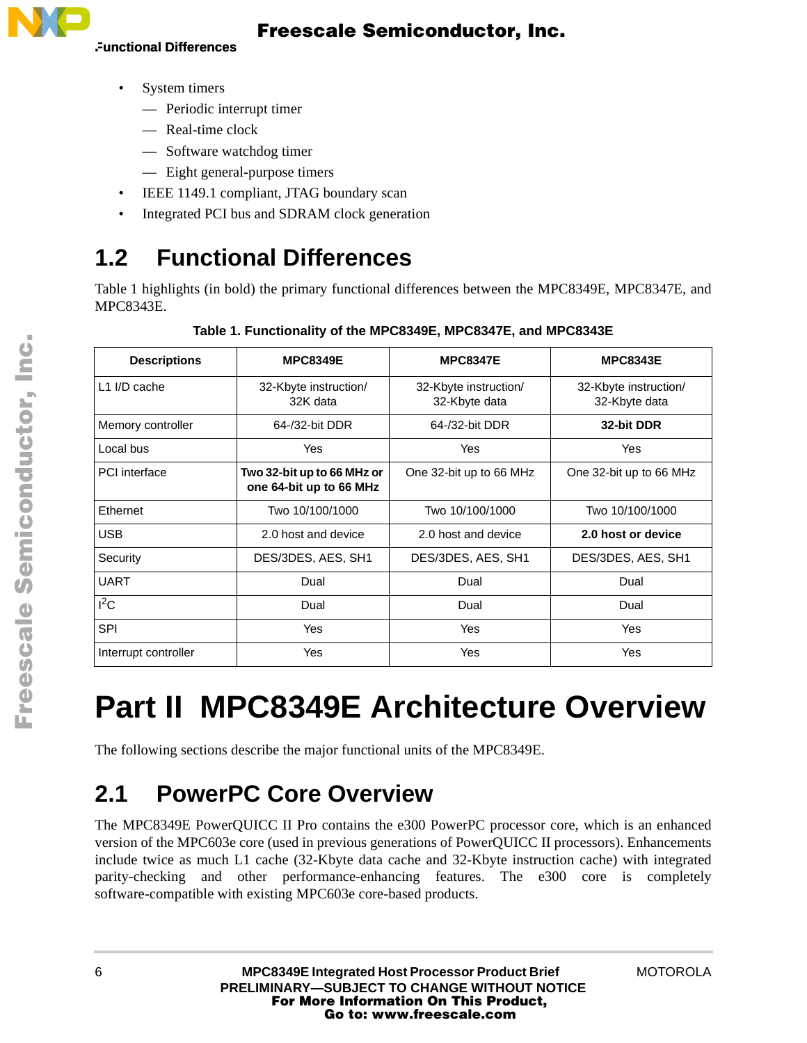- System timers
  - Periodic interrupt timer
  - Real-time clock
  - Software watchdog timer
  - Eight general-purpose timers
- IEEE 1149.1 compliant, JTAG boundary scan
- Integrated PCI bus and SDRAM clock generation

## 1.2 Functional Differences

Table 1 highlights (in bold) the primary functional differences between the MPC8349E, MPC8347E, and MPC8343E.

**Table 1. Functionality of the MPC8349E, MPC8347E, and MPC8343E**

| Descriptions | MPC8349E | MPC8347E | MPC8343E |
|---|---|---|---|
| L1 I/D cache | 32-Kbyte instruction/ 32K data | 32-Kbyte instruction/ 32-Kbyte data | 32-Kbyte instruction/ 32-Kbyte data |
| Memory controller | 64-/32-bit DDR | 64-/32-bit DDR | **32-bit DDR** |
| Local bus | Yes | Yes | Yes |
| PCI interface | **Two 32-bit up to 66 MHz or one 64-bit up to 66 MHz** | One 32-bit up to 66 MHz | One 32-bit up to 66 MHz |
| Ethernet | Two 10/100/1000 | Two 10/100/1000 | Two 10/100/1000 |
| USB | 2.0 host and device | 2.0 host and device | **2.0 host or device** |
| Security | DES/3DES, AES, SH1 | DES/3DES, AES, SH1 | DES/3DES, AES, SH1 |
| UART | Dual | Dual | Dual |
| $I^2C$ | Dual | Dual | Dual |
| SPI | Yes | Yes | Yes |
| Interrupt controller | Yes | Yes | Yes |

# Part II MPC8349E Architecture Overview

The following sections describe the major functional units of the MPC8349E.

## 2.1 PowerPC Core Overview

The MPC8349E PowerQUICC II Pro contains the e300 PowerPC processor core, which is an enhanced version of the MPC603e core (used in previous generations of PowerQUICC II processors). Enhancements include twice as much L1 cache (32-Kbyte data cache and 32-Kbyte instruction cache) with integrated parity-checking and other performance-enhancing features. The e300 core is completely software-compatible with existing MPC603e core-based products.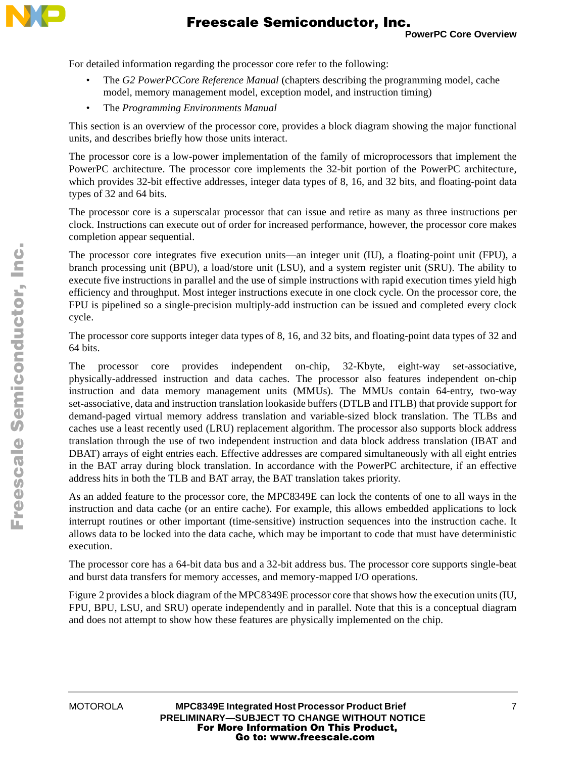For detailed information regarding the processor core refer to the following:

- The *G2 PowerPCCore Reference Manual* (chapters describing the programming model, cache model, memory management model, exception model, and instruction timing)
- The *Programming Environments Manual*

This section is an overview of the processor core, provides a block diagram showing the major functional units, and describes briefly how those units interact.

The processor core is a low-power implementation of the family of microprocessors that implement the PowerPC architecture. The processor core implements the 32-bit portion of the PowerPC architecture, which provides 32-bit effective addresses, integer data types of 8, 16, and 32 bits, and floating-point data types of 32 and 64 bits.

The processor core is a superscalar processor that can issue and retire as many as three instructions per clock. Instructions can execute out of order for increased performance, however, the processor core makes completion appear sequential.

The processor core integrates five execution units—an integer unit (IU), a floating-point unit (FPU), a branch processing unit (BPU), a load/store unit (LSU), and a system register unit (SRU). The ability to execute five instructions in parallel and the use of simple instructions with rapid execution times yield high efficiency and throughput. Most integer instructions execute in one clock cycle. On the processor core, the FPU is pipelined so a single-precision multiply-add instruction can be issued and completed every clock cycle.

The processor core supports integer data types of 8, 16, and 32 bits, and floating-point data types of 32 and 64 bits.

The processor core provides independent on-chip, 32-Kbyte, eight-way set-associative, physically-addressed instruction and data caches. The processor also features independent on-chip instruction and data memory management units (MMUs). The MMUs contain 64-entry, two-way set-associative, data and instruction translation lookaside buffers (DTLB and ITLB) that provide support for demand-paged virtual memory address translation and variable-sized block translation. The TLBs and caches use a least recently used (LRU) replacement algorithm. The processor also supports block address translation through the use of two independent instruction and data block address translation (IBAT and DBAT) arrays of eight entries each. Effective addresses are compared simultaneously with all eight entries in the BAT array during block translation. In accordance with the PowerPC architecture, if an effective address hits in both the TLB and BAT array, the BAT translation takes priority.

As an added feature to the processor core, the MPC8349E can lock the contents of one to all ways in the instruction and data cache (or an entire cache). For example, this allows embedded applications to lock interrupt routines or other important (time-sensitive) instruction sequences into the instruction cache. It allows data to be locked into the data cache, which may be important to code that must have deterministic execution.

The processor core has a 64-bit data bus and a 32-bit address bus. The processor core supports single-beat and burst data transfers for memory accesses, and memory-mapped I/O operations.

Figure 2 provides a block diagram of the MPC8349E processor core that shows how the execution units (IU, FPU, BPU, LSU, and SRU) operate independently and in parallel. Note that this is a conceptual diagram and does not attempt to show how these features are physically implemented on the chip.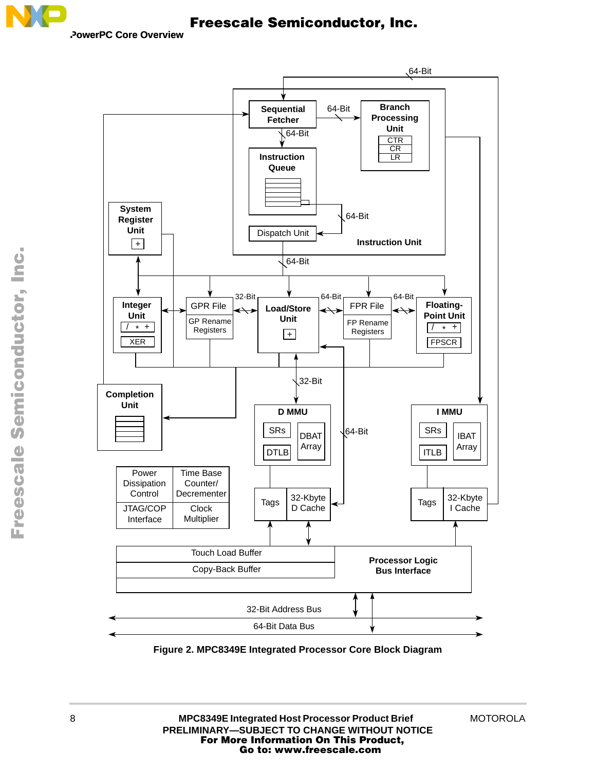**Figure 2. MPC8349E Integrated Processor Core Block Diagram**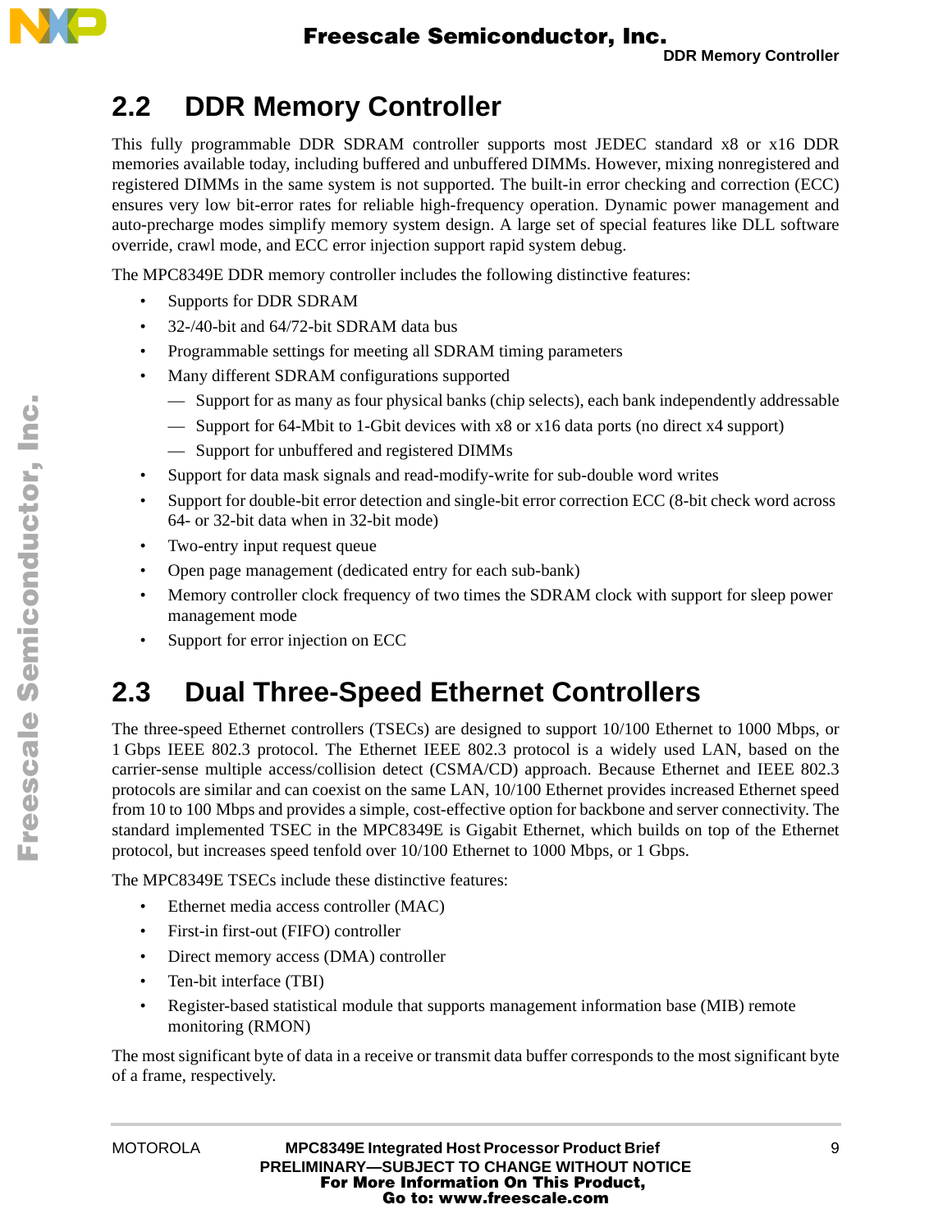## 2.2 DDR Memory Controller

This fully programmable DDR SDRAM controller supports most JEDEC standard x8 or x16 DDR memories available today, including buffered and unbuffered DIMMs. However, mixing nonregistered and registered DIMMs in the same system is not supported. The built-in error checking and correction (ECC) ensures very low bit-error rates for reliable high-frequency operation. Dynamic power management and auto-precharge modes simplify memory system design. A large set of special features like DLL software override, crawl mode, and ECC error injection support rapid system debug.

The MPC8349E DDR memory controller includes the following distinctive features:

- Supports for DDR SDRAM
- 32-/40-bit and 64/72-bit SDRAM data bus
- Programmable settings for meeting all SDRAM timing parameters
- Many different SDRAM configurations supported
  - Support for as many as four physical banks (chip selects), each bank independently addressable
  - Support for 64-Mbit to 1-Gbit devices with x8 or x16 data ports (no direct x4 support)
  - Support for unbuffered and registered DIMMs
- Support for data mask signals and read-modify-write for sub-double word writes
- Support for double-bit error detection and single-bit error correction ECC (8-bit check word across 64- or 32-bit data when in 32-bit mode)
- Two-entry input request queue
- Open page management (dedicated entry for each sub-bank)
- Memory controller clock frequency of two times the SDRAM clock with support for sleep power management mode
- Support for error injection on ECC

## 2.3 Dual Three-Speed Ethernet Controllers

The three-speed Ethernet controllers (TSECs) are designed to support 10/100 Ethernet to 1000 Mbps, or 1 Gbps IEEE 802.3 protocol. The Ethernet IEEE 802.3 protocol is a widely used LAN, based on the carrier-sense multiple access/collision detect (CSMA/CD) approach. Because Ethernet and IEEE 802.3 protocols are similar and can coexist on the same LAN, 10/100 Ethernet provides increased Ethernet speed from 10 to 100 Mbps and provides a simple, cost-effective option for backbone and server connectivity. The standard implemented TSEC in the MPC8349E is Gigabit Ethernet, which builds on top of the Ethernet protocol, but increases speed tenfold over 10/100 Ethernet to 1000 Mbps, or 1 Gbps.

The MPC8349E TSECs include these distinctive features:

- Ethernet media access controller (MAC)
- First-in first-out (FIFO) controller
- Direct memory access (DMA) controller
- Ten-bit interface (TBI)
- Register-based statistical module that supports management information base (MIB) remote monitoring (RMON)

The most significant byte of data in a receive or transmit data buffer corresponds to the most significant byte of a frame, respectively.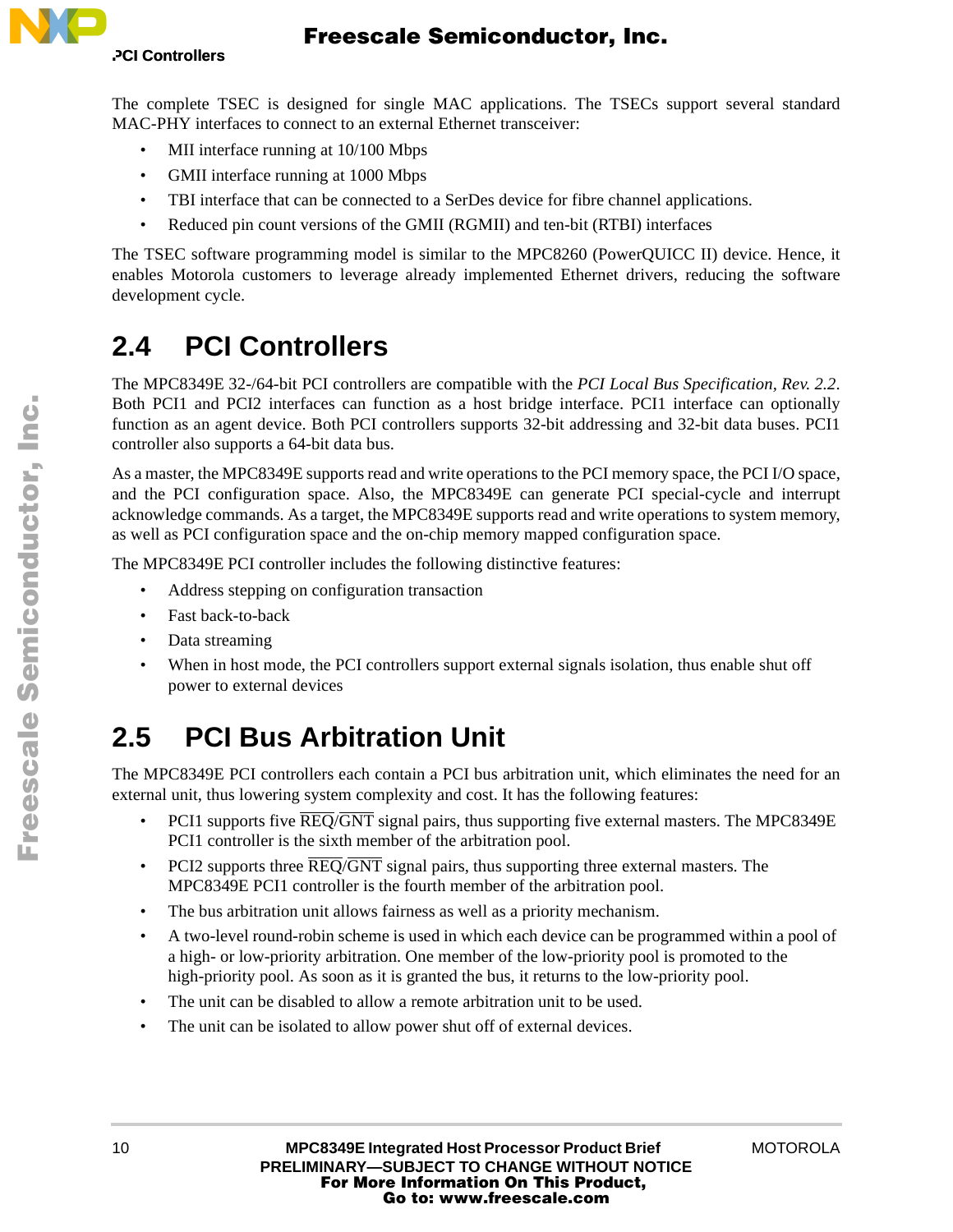The complete TSEC is designed for single MAC applications. The TSECs support several standard MAC-PHY interfaces to connect to an external Ethernet transceiver:

- MII interface running at 10/100 Mbps
- GMII interface running at 1000 Mbps
- TBI interface that can be connected to a SerDes device for fibre channel applications.
- Reduced pin count versions of the GMII (RGMII) and ten-bit (RTBI) interfaces

The TSEC software programming model is similar to the MPC8260 (PowerQUICC II) device. Hence, it enables Motorola customers to leverage already implemented Ethernet drivers, reducing the software development cycle.

## 2.4 PCI Controllers

The MPC8349E 32-/64-bit PCI controllers are compatible with the *PCI Local Bus Specification*, *Rev. 2.2*. Both PCI1 and PCI2 interfaces can function as a host bridge interface. PCI1 interface can optionally function as an agent device. Both PCI controllers supports 32-bit addressing and 32-bit data buses. PCI1 controller also supports a 64-bit data bus.

As a master, the MPC8349E supports read and write operations to the PCI memory space, the PCI I/O space, and the PCI configuration space. Also, the MPC8349E can generate PCI special-cycle and interrupt acknowledge commands. As a target, the MPC8349E supports read and write operations to system memory, as well as PCI configuration space and the on-chip memory mapped configuration space.

The MPC8349E PCI controller includes the following distinctive features:

- Address stepping on configuration transaction
- Fast back-to-back
- Data streaming
- When in host mode, the PCI controllers support external signals isolation, thus enable shut off power to external devices

## 2.5 PCI Bus Arbitration Unit

The MPC8349E PCI controllers each contain a PCI bus arbitration unit, which eliminates the need for an external unit, thus lowering system complexity and cost. It has the following features:

- PCI1 supports five $\overline{REQ}$/$\overline{GNT}$ signal pairs, thus supporting five external masters. The MPC8349E PCI1 controller is the sixth member of the arbitration pool.
- PCI2 supports three $\overline{REQ}$/$\overline{GNT}$ signal pairs, thus supporting three external masters. The MPC8349E PCI1 controller is the fourth member of the arbitration pool.
- The bus arbitration unit allows fairness as well as a priority mechanism.
- A two-level round-robin scheme is used in which each device can be programmed within a pool of a high- or low-priority arbitration. One member of the low-priority pool is promoted to the high-priority pool. As soon as it is granted the bus, it returns to the low-priority pool.
- The unit can be disabled to allow a remote arbitration unit to be used.
- The unit can be isolated to allow power shut off of external devices.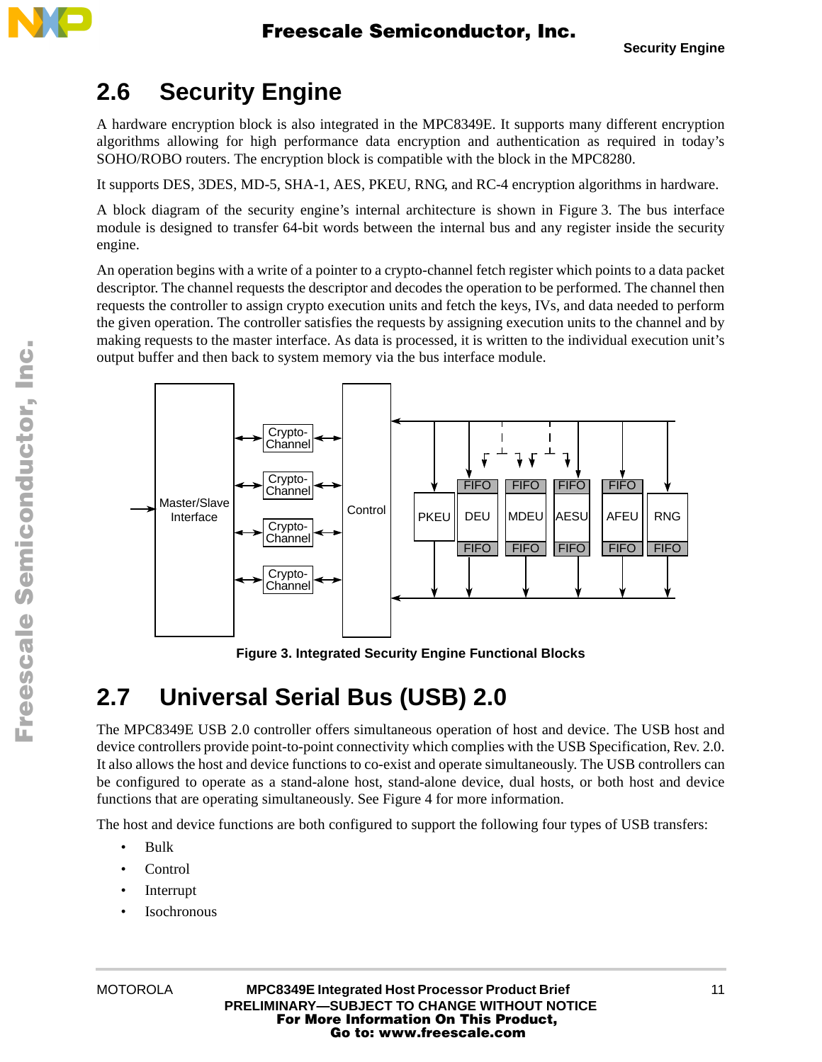## 2.6 Security Engine

A hardware encryption block is also integrated in the MPC8349E. It supports many different encryption algorithms allowing for high performance data encryption and authentication as required in today's SOHO/ROBO routers. The encryption block is compatible with the block in the MPC8280.

It supports DES, 3DES, MD-5, SHA-1, AES, PKEU, RNG, and RC-4 encryption algorithms in hardware.

A block diagram of the security engine's internal architecture is shown in Figure 3. The bus interface module is designed to transfer 64-bit words between the internal bus and any register inside the security engine.

An operation begins with a write of a pointer to a crypto-channel fetch register which points to a data packet descriptor. The channel requests the descriptor and decodes the operation to be performed. The channel then requests the controller to assign crypto execution units and fetch the keys, IVs, and data needed to perform the given operation. The controller satisfies the requests by assigning execution units to the channel and by making requests to the master interface. As data is processed, it is written to the individual execution unit's output buffer and then back to system memory via the bus interface module.

**Figure 3. Integrated Security Engine Functional Blocks**

## 2.7 Universal Serial Bus (USB) 2.0

The MPC8349E USB 2.0 controller offers simultaneous operation of host and device. The USB host and device controllers provide point-to-point connectivity which complies with the USB Specification, Rev. 2.0. It also allows the host and device functions to co-exist and operate simultaneously. The USB controllers can be configured to operate as a stand-alone host, stand-alone device, dual hosts, or both host and device functions that are operating simultaneously. See Figure 4 for more information.

The host and device functions are both configured to support the following four types of USB transfers:

- Bulk
- Control
- Interrupt
- Isochronous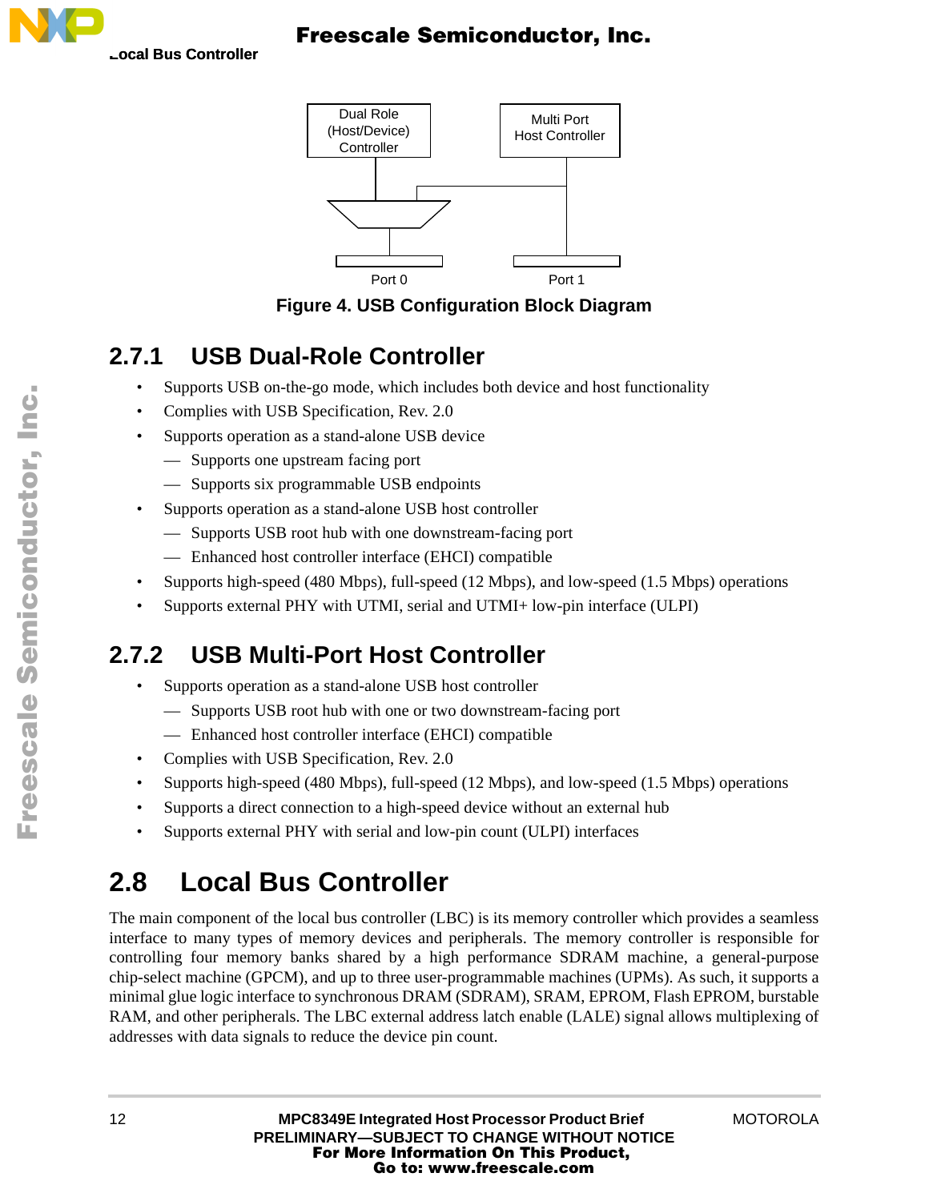Dual Role (Host/Device) Controller

Multi Port Host Controller

Port 0

Port 1

**Figure 4. USB Configuration Block Diagram**

### 2.7.1 USB Dual-Role Controller

- Supports USB on-the-go mode, which includes both device and host functionality
- Complies with USB Specification, Rev. 2.0
- Supports operation as a stand-alone USB device
  - Supports one upstream facing port
  - Supports six programmable USB endpoints
- Supports operation as a stand-alone USB host controller
  - Supports USB root hub with one downstream-facing port
  - Enhanced host controller interface (EHCI) compatible
- Supports high-speed (480 Mbps), full-speed (12 Mbps), and low-speed (1.5 Mbps) operations
- Supports external PHY with UTMI, serial and UTMI+ low-pin interface (ULPI)

### 2.7.2 USB Multi-Port Host Controller

- Supports operation as a stand-alone USB host controller
  - Supports USB root hub with one or two downstream-facing port
  - Enhanced host controller interface (EHCI) compatible
- Complies with USB Specification, Rev. 2.0
- Supports high-speed (480 Mbps), full-speed (12 Mbps), and low-speed (1.5 Mbps) operations
- Supports a direct connection to a high-speed device without an external hub
- Supports external PHY with serial and low-pin count (ULPI) interfaces

## 2.8 Local Bus Controller

The main component of the local bus controller (LBC) is its memory controller which provides a seamless interface to many types of memory devices and peripherals. The memory controller is responsible for controlling four memory banks shared by a high performance SDRAM machine, a general-purpose chip-select machine (GPCM), and up to three user-programmable machines (UPMs). As such, it supports a minimal glue logic interface to synchronous DRAM (SDRAM), SRAM, EPROM, Flash EPROM, burstable RAM, and other peripherals. The LBC external address latch enable (LALE) signal allows multiplexing of addresses with data signals to reduce the device pin count.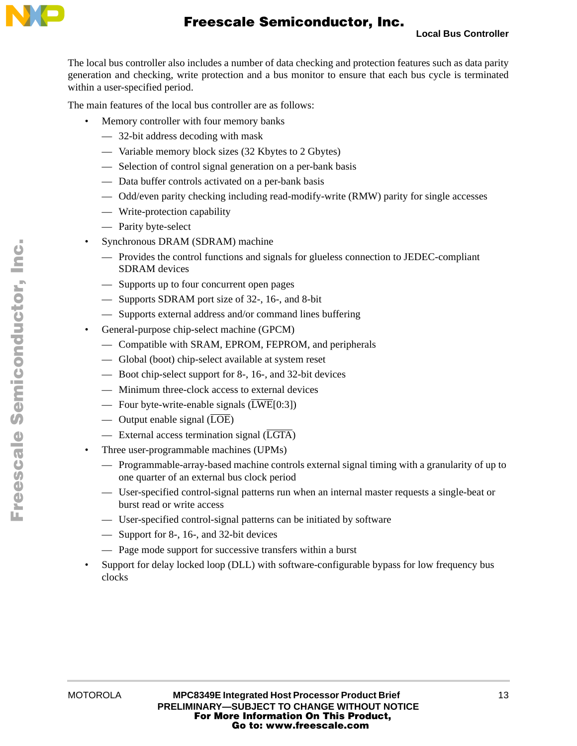The local bus controller also includes a number of data checking and protection features such as data parity generation and checking, write protection and a bus monitor to ensure that each bus cycle is terminated within a user-specified period.

The main features of the local bus controller are as follows:

- Memory controller with four memory banks
  - 32-bit address decoding with mask
  - Variable memory block sizes (32 Kbytes to 2 Gbytes)
  - Selection of control signal generation on a per-bank basis
  - Data buffer controls activated on a per-bank basis
  - Odd/even parity checking including read-modify-write (RMW) parity for single accesses
  - Write-protection capability
  - Parity byte-select
- Synchronous DRAM (SDRAM) machine
  - Provides the control functions and signals for glueless connection to JEDEC-compliant SDRAM devices
  - Supports up to four concurrent open pages
  - Supports SDRAM port size of 32-, 16-, and 8-bit
  - Supports external address and/or command lines buffering
- General-purpose chip-select machine (GPCM)
  - Compatible with SRAM, EPROM, FEPROM, and peripherals
  - Global (boot) chip-select available at system reset
  - Boot chip-select support for 8-, 16-, and 32-bit devices
  - Minimum three-clock access to external devices
  - Four byte-write-enable signals ($\overline{\text{LWE}}$[0:3])
  - Output enable signal ($\overline{\text{LOE}}$)
  - External access termination signal ($\overline{\text{LGTA}}$)
- Three user-programmable machines (UPMs)
  - Programmable-array-based machine controls external signal timing with a granularity of up to one quarter of an external bus clock period
  - User-specified control-signal patterns run when an internal master requests a single-beat or burst read or write access
  - User-specified control-signal patterns can be initiated by software
  - Support for 8-, 16-, and 32-bit devices
  - Page mode support for successive transfers within a burst
- Support for delay locked loop (DLL) with software-configurable bypass for low frequency bus clocks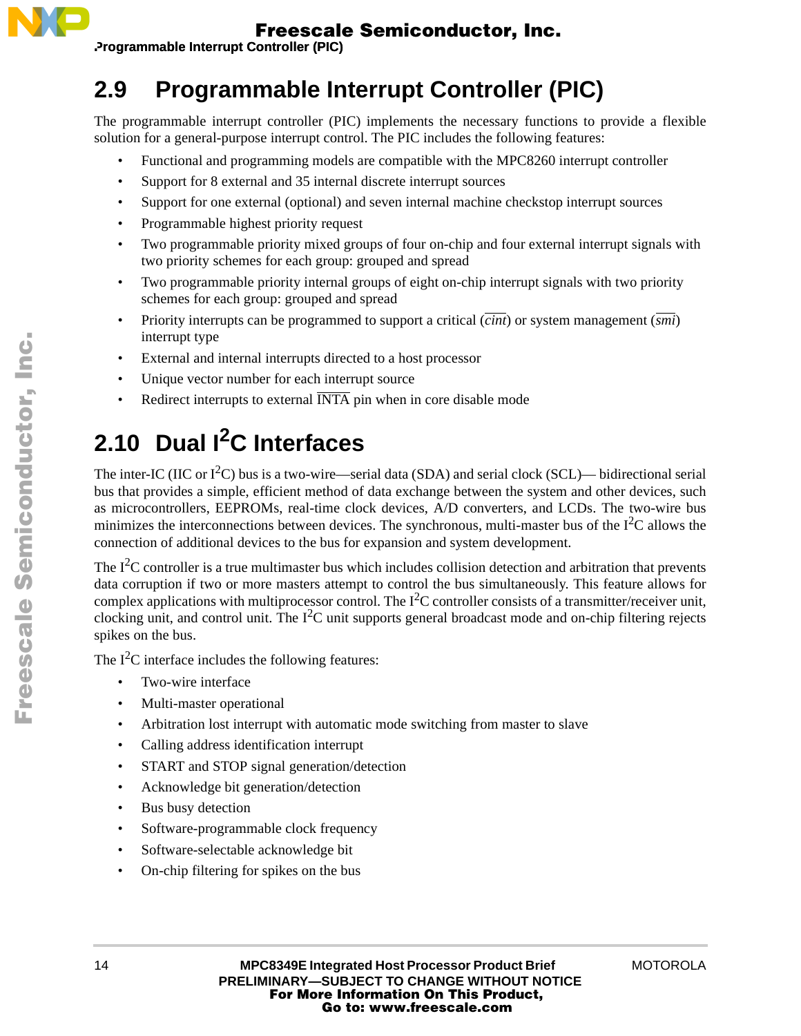## 2.9 Programmable Interrupt Controller (PIC)

The programmable interrupt controller (PIC) implements the necessary functions to provide a flexible solution for a general-purpose interrupt control. The PIC includes the following features:

- Functional and programming models are compatible with the MPC8260 interrupt controller
- Support for 8 external and 35 internal discrete interrupt sources
- Support for one external (optional) and seven internal machine checkstop interrupt sources
- Programmable highest priority request
- Two programmable priority mixed groups of four on-chip and four external interrupt signals with two priority schemes for each group: grouped and spread
- Two programmable priority internal groups of eight on-chip interrupt signals with two priority schemes for each group: grouped and spread
- Priority interrupts can be programmed to support a critical ($\overline{cint}$) or system management ($\overline{smi}$) interrupt type
- External and internal interrupts directed to a host processor
- Unique vector number for each interrupt source
- Redirect interrupts to external $\overline{\text{INTA}}$ pin when in core disable mode

## 2.10 Dual I$^2$C Interfaces

The inter-IC (IIC or I$^2$C) bus is a two-wire—serial data (SDA) and serial clock (SCL)— bidirectional serial bus that provides a simple, efficient method of data exchange between the system and other devices, such as microcontrollers, EEPROMs, real-time clock devices, A/D converters, and LCDs. The two-wire bus minimizes the interconnections between devices. The synchronous, multi-master bus of the I$^2$C allows the connection of additional devices to the bus for expansion and system development.

The I$^2$C controller is a true multimaster bus which includes collision detection and arbitration that prevents data corruption if two or more masters attempt to control the bus simultaneously. This feature allows for complex applications with multiprocessor control. The I$^2$C controller consists of a transmitter/receiver unit, clocking unit, and control unit. The I$^2$C unit supports general broadcast mode and on-chip filtering rejects spikes on the bus.

The I$^2$C interface includes the following features:

- Two-wire interface
- Multi-master operational
- Arbitration lost interrupt with automatic mode switching from master to slave
- Calling address identification interrupt
- START and STOP signal generation/detection
- Acknowledge bit generation/detection
- Bus busy detection
- Software-programmable clock frequency
- Software-selectable acknowledge bit
- On-chip filtering for spikes on the bus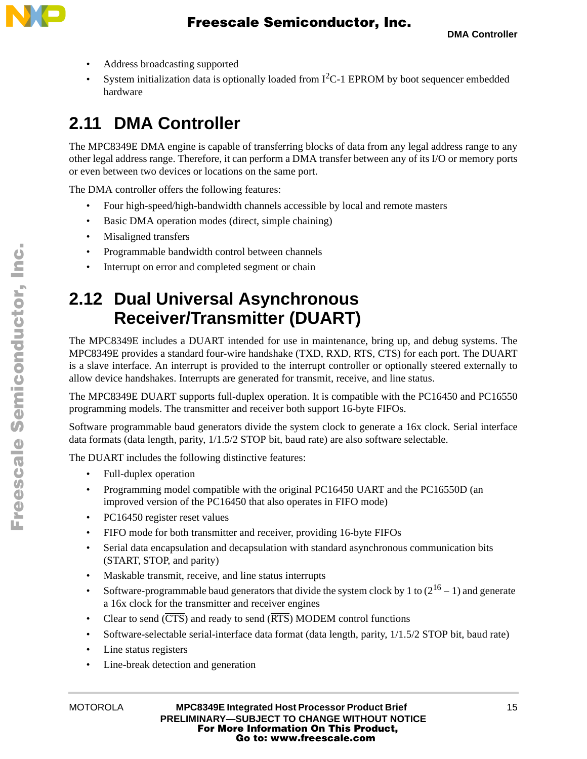- Address broadcasting supported
- System initialization data is optionally loaded from $I^2C$-1 EPROM by boot sequencer embedded hardware

## 2.11 DMA Controller

The MPC8349E DMA engine is capable of transferring blocks of data from any legal address range to any other legal address range. Therefore, it can perform a DMA transfer between any of its I/O or memory ports or even between two devices or locations on the same port.

The DMA controller offers the following features:

- Four high-speed/high-bandwidth channels accessible by local and remote masters
- Basic DMA operation modes (direct, simple chaining)
- Misaligned transfers
- Programmable bandwidth control between channels
- Interrupt on error and completed segment or chain

## 2.12 Dual Universal Asynchronous Receiver/Transmitter (DUART)

The MPC8349E includes a DUART intended for use in maintenance, bring up, and debug systems. The MPC8349E provides a standard four-wire handshake (TXD, RXD, RTS, CTS) for each port. The DUART is a slave interface. An interrupt is provided to the interrupt controller or optionally steered externally to allow device handshakes. Interrupts are generated for transmit, receive, and line status.

The MPC8349E DUART supports full-duplex operation. It is compatible with the PC16450 and PC16550 programming models. The transmitter and receiver both support 16-byte FIFOs.

Software programmable baud generators divide the system clock to generate a 16x clock. Serial interface data formats (data length, parity, 1/1.5/2 STOP bit, baud rate) are also software selectable.

The DUART includes the following distinctive features:

- Full-duplex operation
- Programming model compatible with the original PC16450 UART and the PC16550D (an improved version of the PC16450 that also operates in FIFO mode)
- PC16450 register reset values
- FIFO mode for both transmitter and receiver, providing 16-byte FIFOs
- Serial data encapsulation and decapsulation with standard asynchronous communication bits (START, STOP, and parity)
- Maskable transmit, receive, and line status interrupts
- Software-programmable baud generators that divide the system clock by 1 to ($2^{16}$ – 1) and generate a 16x clock for the transmitter and receiver engines
- Clear to send ($\overline{\text{CTS}}$) and ready to send ($\overline{\text{RTS}}$) MODEM control functions
- Software-selectable serial-interface data format (data length, parity, 1/1.5/2 STOP bit, baud rate)
- Line status registers
- Line-break detection and generation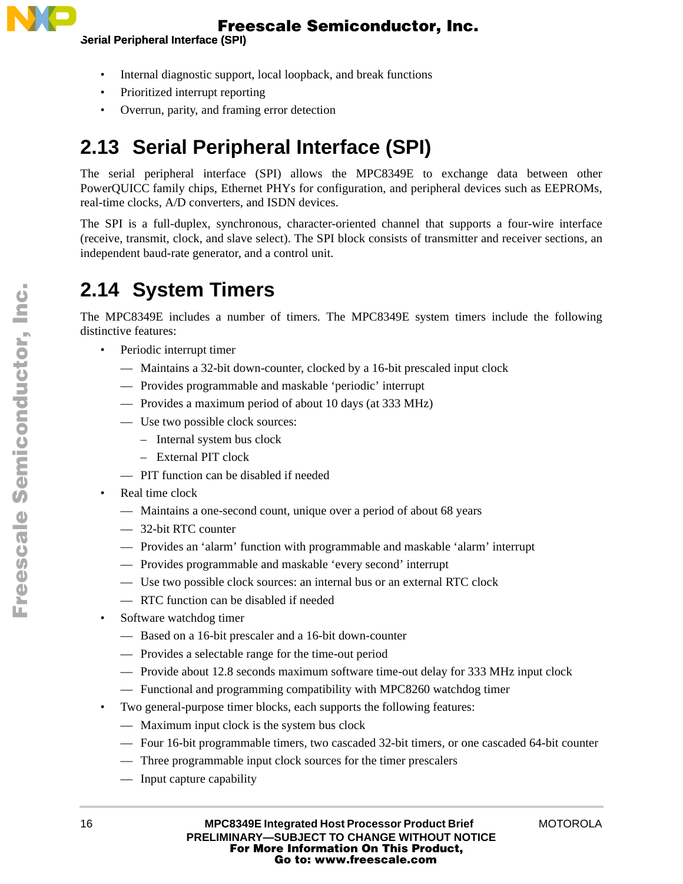- Internal diagnostic support, local loopback, and break functions
- Prioritized interrupt reporting
- Overrun, parity, and framing error detection

## 2.13 Serial Peripheral Interface (SPI)

The serial peripheral interface (SPI) allows the MPC8349E to exchange data between other PowerQUICC family chips, Ethernet PHYs for configuration, and peripheral devices such as EEPROMs, real-time clocks, A/D converters, and ISDN devices.

The SPI is a full-duplex, synchronous, character-oriented channel that supports a four-wire interface (receive, transmit, clock, and slave select). The SPI block consists of transmitter and receiver sections, an independent baud-rate generator, and a control unit.

## 2.14 System Timers

The MPC8349E includes a number of timers. The MPC8349E system timers include the following distinctive features:

- Periodic interrupt timer
  - Maintains a 32-bit down-counter, clocked by a 16-bit prescaled input clock
  - Provides programmable and maskable 'periodic' interrupt
  - Provides a maximum period of about 10 days (at 333 MHz)
  - Use two possible clock sources:
    - Internal system bus clock
    - External PIT clock
  - PIT function can be disabled if needed
- Real time clock
  - Maintains a one-second count, unique over a period of about 68 years
  - 32-bit RTC counter
  - Provides an 'alarm' function with programmable and maskable 'alarm' interrupt
  - Provides programmable and maskable 'every second' interrupt
  - Use two possible clock sources: an internal bus or an external RTC clock
  - RTC function can be disabled if needed
- Software watchdog timer
  - Based on a 16-bit prescaler and a 16-bit down-counter
  - Provides a selectable range for the time-out period
  - Provide about 12.8 seconds maximum software time-out delay for 333 MHz input clock
  - Functional and programming compatibility with MPC8260 watchdog timer
- Two general-purpose timer blocks, each supports the following features:
  - Maximum input clock is the system bus clock
  - Four 16-bit programmable timers, two cascaded 32-bit timers, or one cascaded 64-bit counter
  - Three programmable input clock sources for the timer prescalers
  - Input capture capability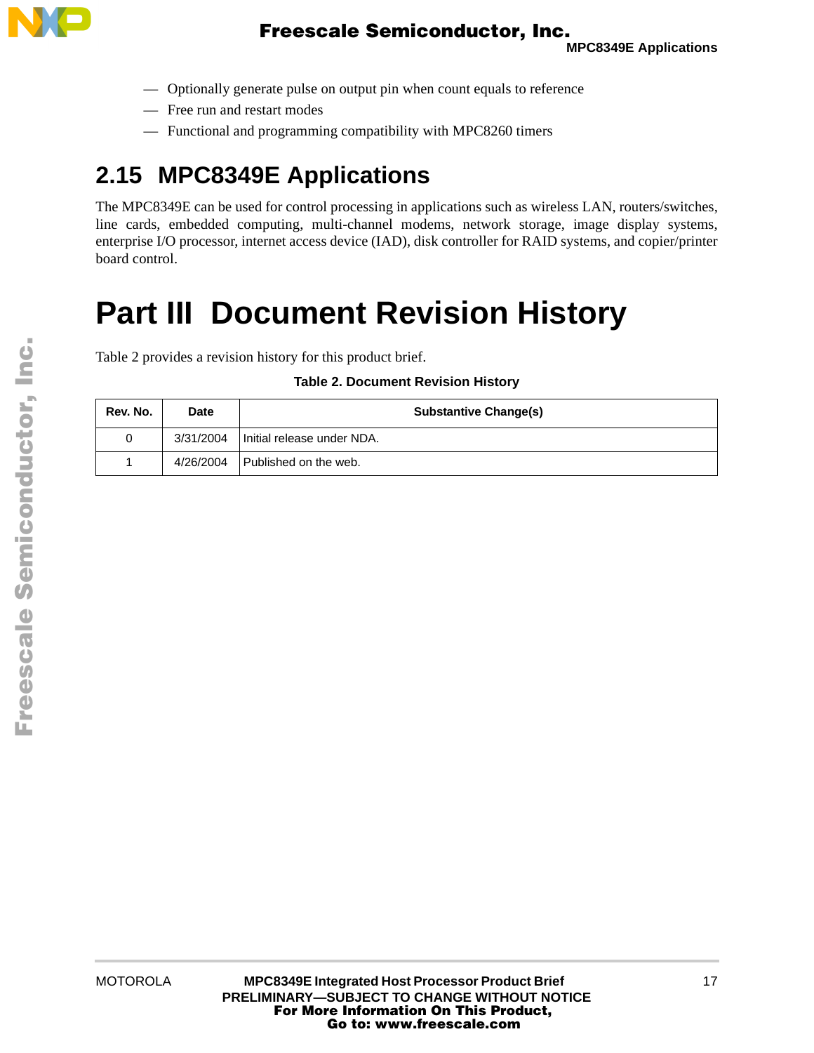- Optionally generate pulse on output pin when count equals to reference
- Free run and restart modes
- Functional and programming compatibility with MPC8260 timers

## 2.15 MPC8349E Applications

The MPC8349E can be used for control processing in applications such as wireless LAN, routers/switches, line cards, embedded computing, multi-channel modems, network storage, image display systems, enterprise I/O processor, internet access device (IAD), disk controller for RAID systems, and copier/printer board control.

# Part III Document Revision History

Table 2 provides a revision history for this product brief.

**Table 2. Document Revision History**

| Rev. No. | Date | Substantive Change(s) |
|---|---|---|
| 0 | 3/31/2004 | Initial release under NDA. |
| 1 | 4/26/2004 | Published on the web. |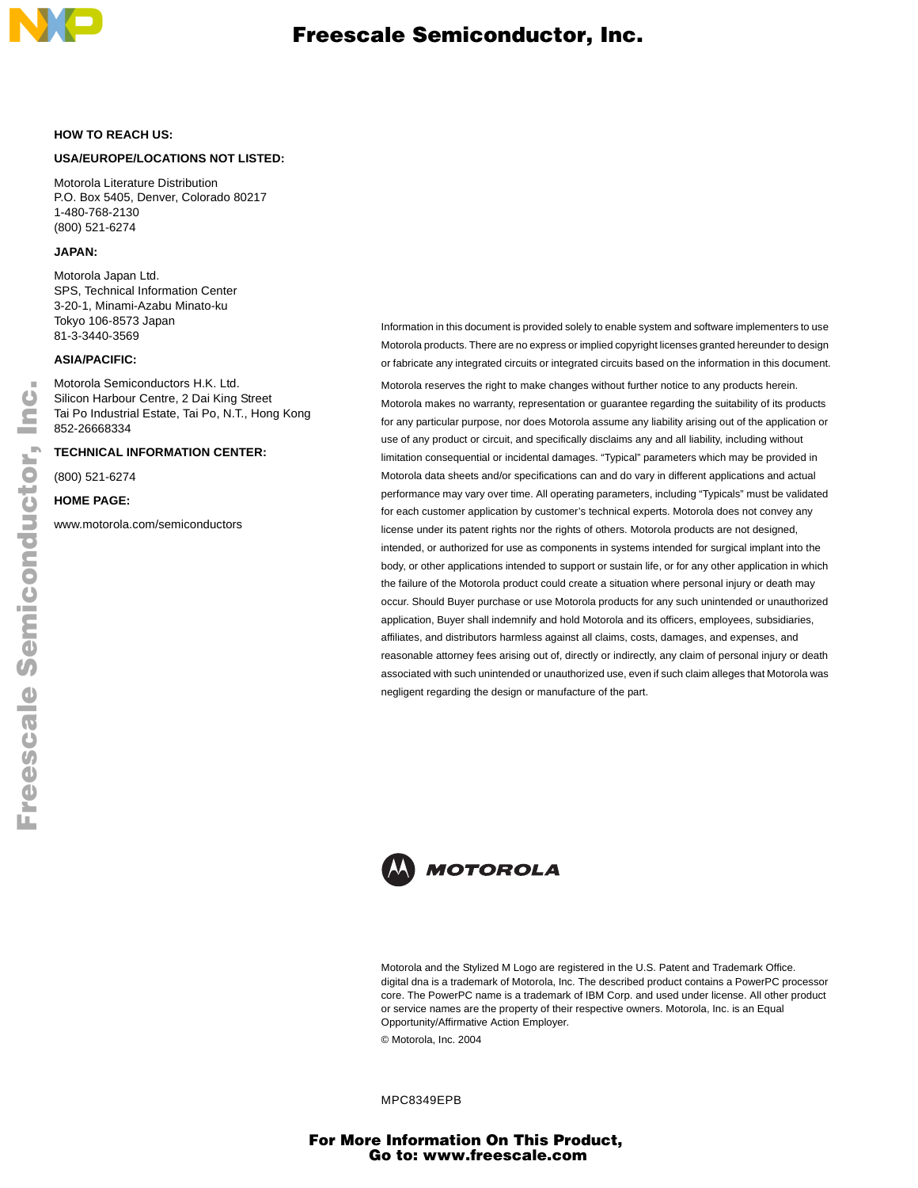**HOW TO REACH US:**

**USA/EUROPE/LOCATIONS NOT LISTED:**

Motorola Literature Distribution
P.O. Box 5405, Denver, Colorado 80217
1-480-768-2130
(800) 521-6274

**JAPAN:**

Motorola Japan Ltd.
SPS, Technical Information Center
3-20-1, Minami-Azabu Minato-ku
Tokyo 106-8573 Japan
81-3-3440-3569

**ASIA/PACIFIC:**

Motorola Semiconductors H.K. Ltd.
Silicon Harbour Centre, 2 Dai King Street
Tai Po Industrial Estate, Tai Po, N.T., Hong Kong
852-26668334

**TECHNICAL INFORMATION CENTER:**

(800) 521-6274

**HOME PAGE:**

www.motorola.com/semiconductors

Information in this document is provided solely to enable system and software implementers to use Motorola products. There are no express or implied copyright licenses granted hereunder to design or fabricate any integrated circuits or integrated circuits based on the information in this document.

Motorola reserves the right to make changes without further notice to any products herein. Motorola makes no warranty, representation or guarantee regarding the suitability of its products for any particular purpose, nor does Motorola assume any liability arising out of the application or use of any product or circuit, and specifically disclaims any and all liability, including without limitation consequential or incidental damages. "Typical" parameters which may be provided in Motorola data sheets and/or specifications can and do vary in different applications and actual performance may vary over time. All operating parameters, including "Typicals" must be validated for each customer application by customer's technical experts. Motorola does not convey any license under its patent rights nor the rights of others. Motorola products are not designed, intended, or authorized for use as components in systems intended for surgical implant into the body, or other applications intended to support or sustain life, or for any other application in which the failure of the Motorola product could create a situation where personal injury or death may occur. Should Buyer purchase or use Motorola products for any such unintended or unauthorized application, Buyer shall indemnify and hold Motorola and its officers, employees, subsidiaries, affiliates, and distributors harmless against all claims, costs, damages, and expenses, and reasonable attorney fees arising out of, directly or indirectly, any claim of personal injury or death associated with such unintended or unauthorized use, even if such claim alleges that Motorola was negligent regarding the design or manufacture of the part.

MOTOROLA

Motorola and the Stylized M Logo are registered in the U.S. Patent and Trademark Office. digital dna is a trademark of Motorola, Inc. The described product contains a PowerPC processor core. The PowerPC name is a trademark of IBM Corp. and used under license. All other product or service names are the property of their respective owners. Motorola, Inc. is an Equal Opportunity/Affirmative Action Employer.

© Motorola, Inc. 2004

MPC8349EPB